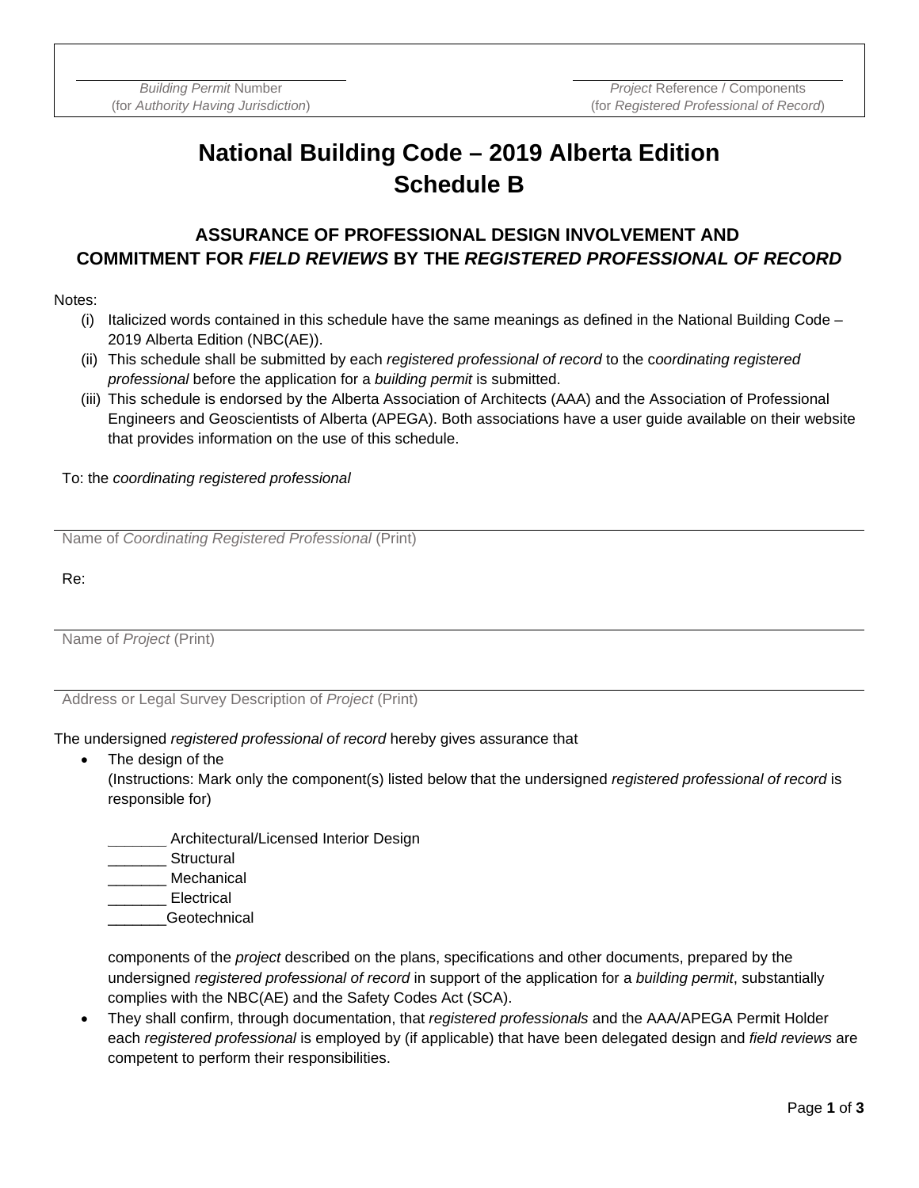| Building Permit Number (for *Authority Having Jurisdiction*) | *Project* Reference / Components (for *Registered Professional of Record*) |
|---|---|
| | |

# National Building Code – 2019 Alberta Edition
# Schedule B

## ASSURANCE OF PROFESSIONAL DESIGN INVOLVEMENT AND COMMITMENT FOR *FIELD REVIEWS* BY THE *REGISTERED PROFESSIONAL OF RECORD*

Notes:

(i) Italicized words contained in this schedule have the same meanings as defined in the National Building Code – 2019 Alberta Edition (NBC(AE)).

(ii) This schedule shall be submitted by each *registered professional of record* to the c*oordinating registered professional* before the application for a *building permit* is submitted.

(iii) This schedule is endorsed by the Alberta Association of Architects (AAA) and the Association of Professional Engineers and Geoscientists of Alberta (APEGA). Both associations have a user guide available on their website that provides information on the use of this schedule.

To: the *coordinating registered professional*

\_\_\_\_\_\_\_\_\_\_\_\_\_\_\_\_\_\_\_\_\_\_\_\_\_\_\_\_\_\_\_\_\_\_\_\_\_\_\_\_\_\_\_\_
Name of *Coordinating Registered Professional* (Print)

Re:

\_\_\_\_\_\_\_\_\_\_\_\_\_\_\_\_\_\_\_\_\_\_\_\_\_\_\_\_\_\_\_\_\_\_\_\_\_\_\_\_\_\_\_\_
Name of *Project* (Print)

\_\_\_\_\_\_\_\_\_\_\_\_\_\_\_\_\_\_\_\_\_\_\_\_\_\_\_\_\_\_\_\_\_\_\_\_\_\_\_\_\_\_\_\_
Address or Legal Survey Description of *Project* (Print)

The undersigned *registered professional of record* hereby gives assurance that

- The design of the
  (Instructions: Mark only the component(s) listed below that the undersigned *registered professional of record* is responsible for)

  _______ Architectural/Licensed Interior Design
  _______ Structural
  _______ Mechanical
  _______ Electrical
  _______Geotechnical

  components of the *project* described on the plans, specifications and other documents, prepared by the undersigned *registered professional of record* in support of the application for a *building permit*, substantially complies with the NBC(AE) and the Safety Codes Act (SCA).
- They shall confirm, through documentation, that *registered professionals* and the AAA/APEGA Permit Holder each *registered professional* is employed by (if applicable) that have been delegated design and *field reviews* are competent to perform their responsibilities.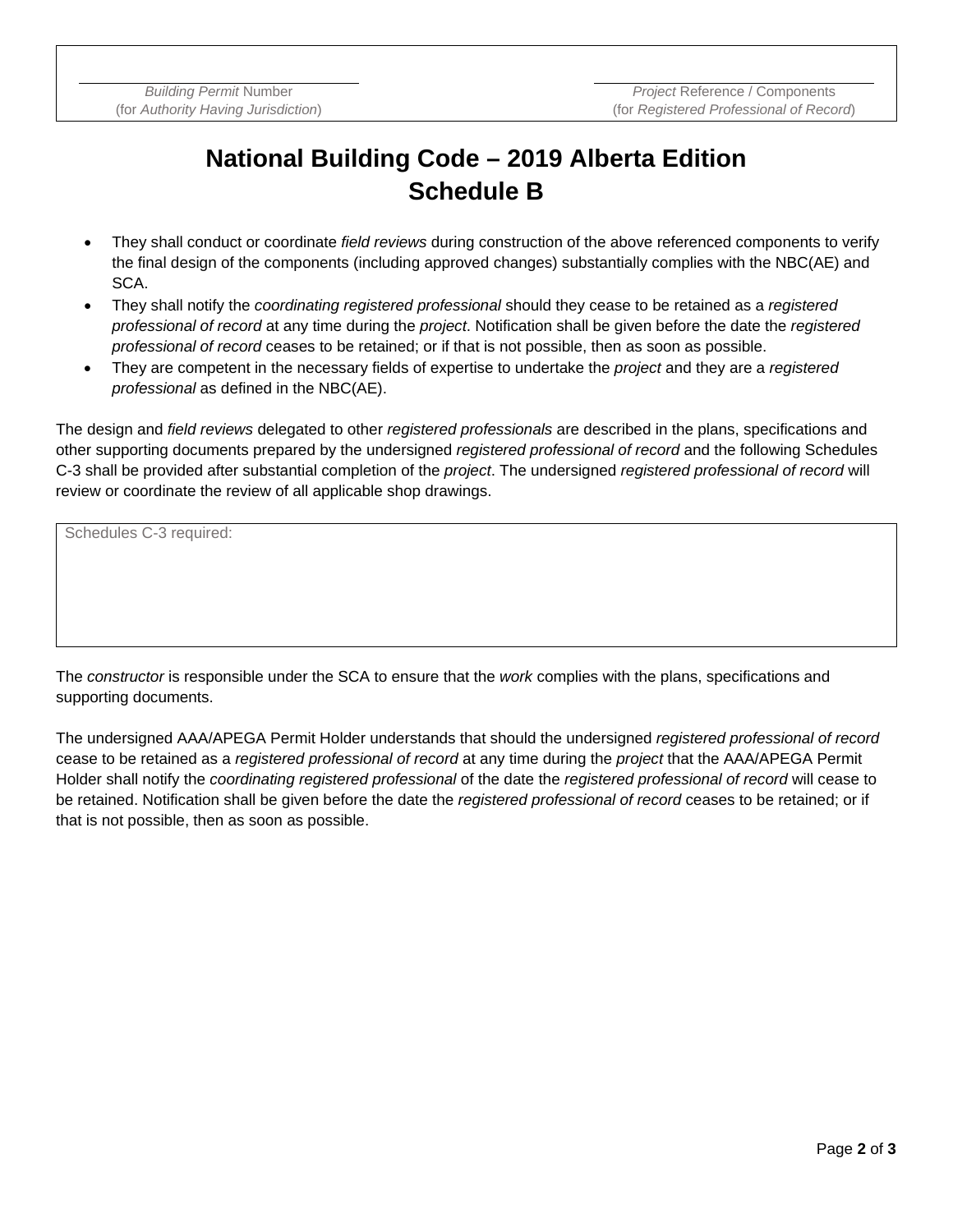| | |
|---|---|
| *Building Permit* Number (for *Authority Having Jurisdiction*) | *Project* Reference / Components (for *Registered Professional of Record*) |

# National Building Code – 2019 Alberta Edition
# Schedule B

- They shall conduct or coordinate *field reviews* during construction of the above referenced components to verify the final design of the components (including approved changes) substantially complies with the NBC(AE) and SCA.
- They shall notify the *coordinating registered professional* should they cease to be retained as a *registered professional of record* at any time during the *project*. Notification shall be given before the date the *registered professional of record* ceases to be retained; or if that is not possible, then as soon as possible.
- They are competent in the necessary fields of expertise to undertake the *project* and they are a *registered professional* as defined in the NBC(AE).

The design and *field reviews* delegated to other *registered professionals* are described in the plans, specifications and other supporting documents prepared by the undersigned *registered professional of record* and the following Schedules C-3 shall be provided after substantial completion of the *project*. The undersigned *registered professional of record* will review or coordinate the review of all applicable shop drawings.

| Schedules C-3 required: |
|---|
| |

The *constructor* is responsible under the SCA to ensure that the *work* complies with the plans, specifications and supporting documents.

The undersigned AAA/APEGA Permit Holder understands that should the undersigned *registered professional of record* cease to be retained as a *registered professional of record* at any time during the *project* that the AAA/APEGA Permit Holder shall notify the *coordinating registered professional* of the date the *registered professional of record* will cease to be retained. Notification shall be given before the date the *registered professional of record* ceases to be retained; or if that is not possible, then as soon as possible.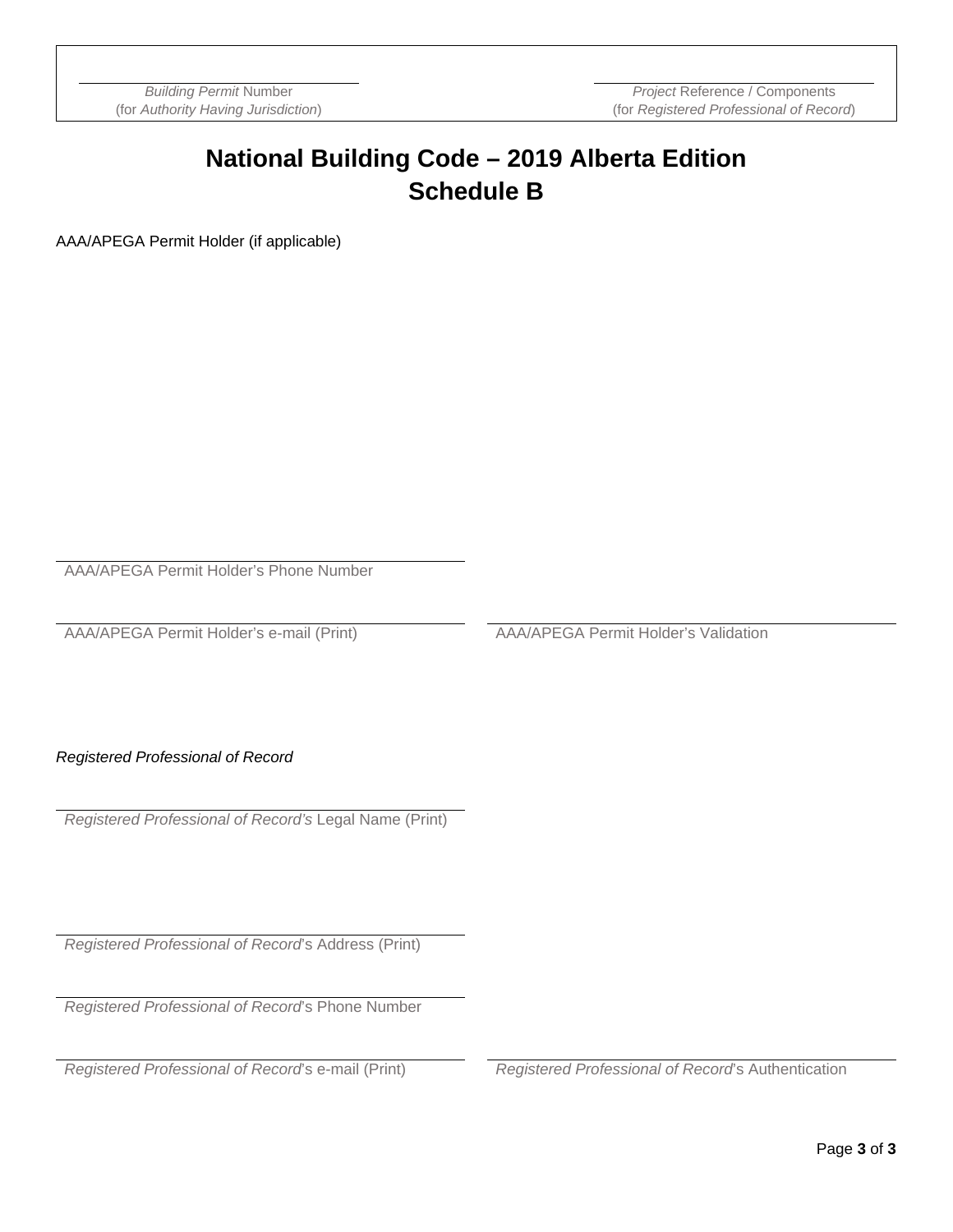| | |
|---|---|
| *Building Permit* Number (for *Authority Having Jurisdiction*) | *Project* Reference / Components (for *Registered Professional of Record*) |

# National Building Code – 2019 Alberta Edition
# Schedule B

AAA/APEGA Permit Holder (if applicable)

AAA/APEGA Permit Holder's Phone Number

AAA/APEGA Permit Holder's e-mail (Print)

AAA/APEGA Permit Holder's Validation

*Registered Professional of Record*

*Registered Professional of Record's* Legal Name (Print)

*Registered Professional of Record*'s Address (Print)

*Registered Professional of Record*'s Phone Number

*Registered Professional of Record*'s e-mail (Print)

*Registered Professional of Record*'s Authentication